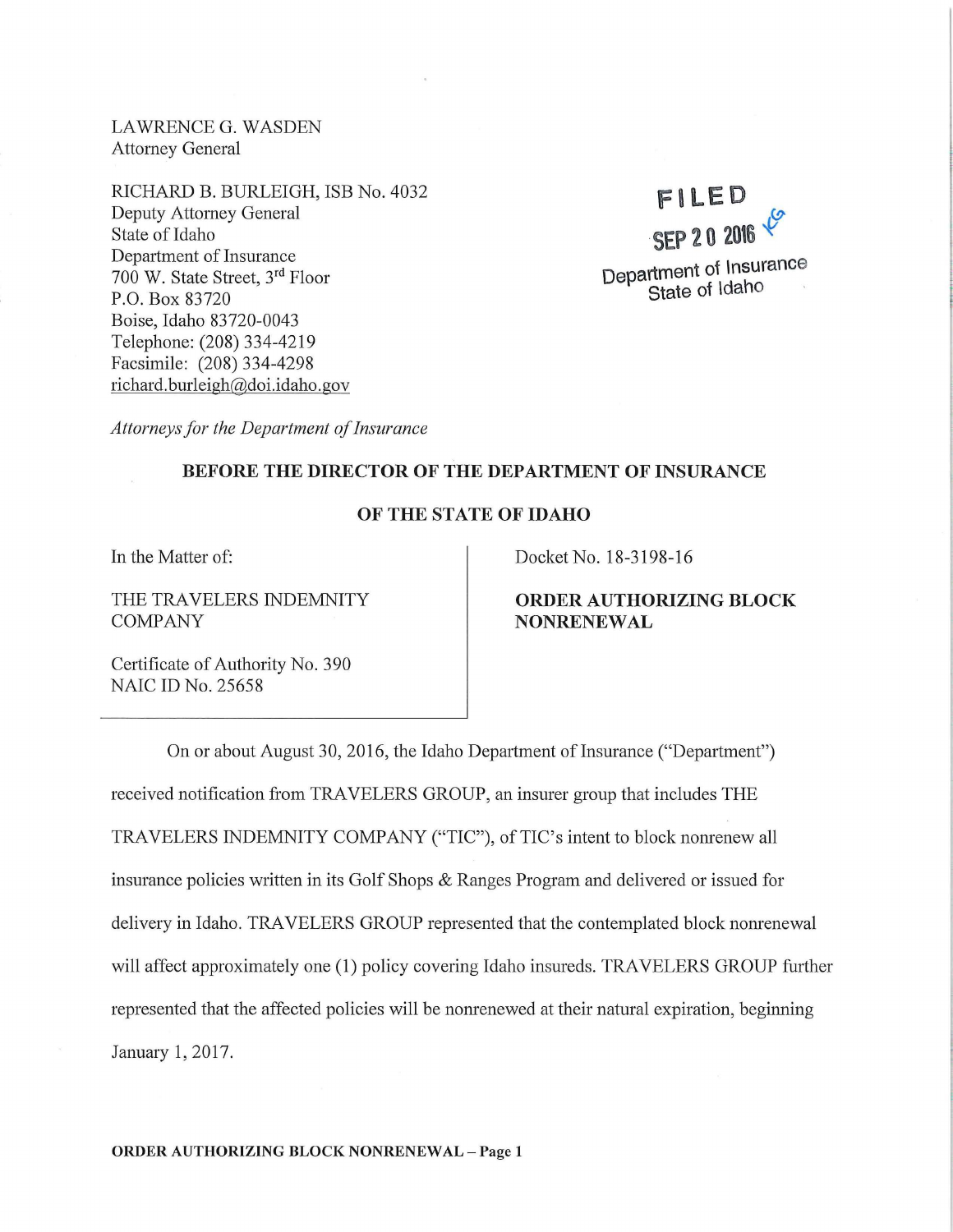LAWRENCE G. WASDEN
Attorney General

RICHARD B. BURLEIGH, ISB No. 4032
Deputy Attorney General
State of Idaho
Department of Insurance
700 W. State Street, 3rd Floor
P.O. Box 83720
Boise, Idaho 83720-0043
Telephone: (208) 334-4219
Facsimile: (208) 334-4298
richard.burleigh@doi.idaho.gov

FILED
SEP 20 2016
Department of Insurance
State of Idaho

*Attorneys for the Department of Insurance*

**BEFORE THE DIRECTOR OF THE DEPARTMENT OF INSURANCE**

**OF THE STATE OF IDAHO**

| | |
|---|---|
| In the Matter of:<br><br>THE TRAVELERS INDEMNITY COMPANY<br><br>Certificate of Authority No. 390<br>NAIC ID No. 25658 | Docket No. 18-3198-16<br><br>**ORDER AUTHORIZING BLOCK NONRENEWAL** |

On or about August 30, 2016, the Idaho Department of Insurance ("Department") received notification from TRAVELERS GROUP, an insurer group that includes THE TRAVELERS INDEMNITY COMPANY ("TIC"), of TIC's intent to block nonrenew all insurance policies written in its Golf Shops & Ranges Program and delivered or issued for delivery in Idaho. TRAVELERS GROUP represented that the contemplated block nonrenewal will affect approximately one (1) policy covering Idaho insureds. TRAVELERS GROUP further represented that the affected policies will be nonrenewed at their natural expiration, beginning January 1, 2017.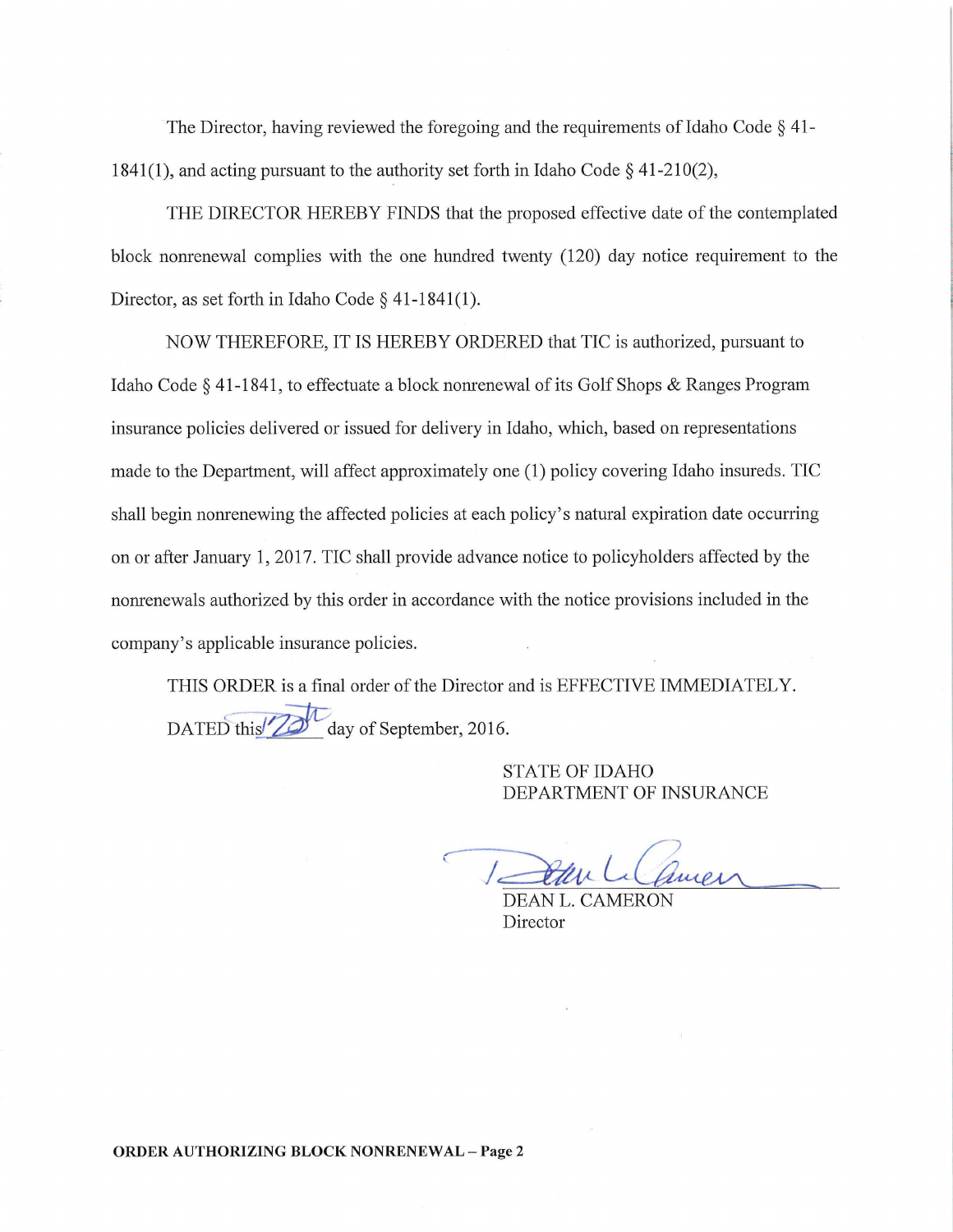The Director, having reviewed the foregoing and the requirements of Idaho Code § 41-1841(1), and acting pursuant to the authority set forth in Idaho Code § 41-210(2),

THE DIRECTOR HEREBY FINDS that the proposed effective date of the contemplated block nonrenewal complies with the one hundred twenty (120) day notice requirement to the Director, as set forth in Idaho Code § 41-1841(1).

NOW THEREFORE, IT IS HEREBY ORDERED that TIC is authorized, pursuant to Idaho Code § 41-1841, to effectuate a block nonrenewal of its Golf Shops & Ranges Program insurance policies delivered or issued for delivery in Idaho, which, based on representations made to the Department, will affect approximately one (1) policy covering Idaho insureds. TIC shall begin nonrenewing the affected policies at each policy's natural expiration date occurring on or after January 1, 2017. TIC shall provide advance notice to policyholders affected by the nonrenewals authorized by this order in accordance with the notice provisions included in the company's applicable insurance policies.

THIS ORDER is a final order of the Director and is EFFECTIVE IMMEDIATELY.

DATED this 20th day of September, 2016.

STATE OF IDAHO
DEPARTMENT OF INSURANCE

DEAN L. CAMERON
Director

**ORDER AUTHORIZING BLOCK NONRENEWAL – Page 2**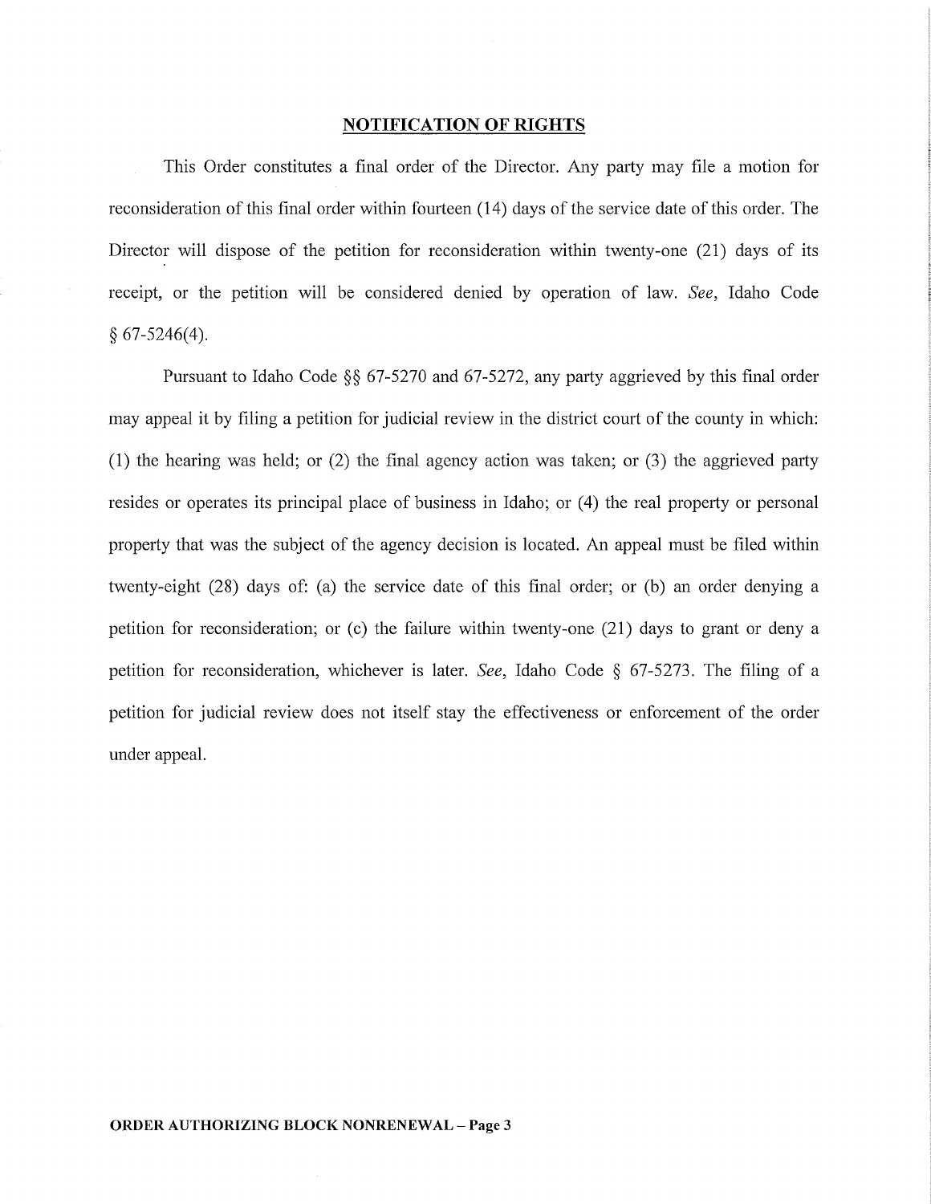**NOTIFICATION OF RIGHTS**

This Order constitutes a final order of the Director. Any party may file a motion for reconsideration of this final order within fourteen (14) days of the service date of this order. The Director will dispose of the petition for reconsideration within twenty-one (21) days of its receipt, or the petition will be considered denied by operation of law. *See*, Idaho Code § 67-5246(4).

Pursuant to Idaho Code §§ 67-5270 and 67-5272, any party aggrieved by this final order may appeal it by filing a petition for judicial review in the district court of the county in which: (1) the hearing was held; or (2) the final agency action was taken; or (3) the aggrieved party resides or operates its principal place of business in Idaho; or (4) the real property or personal property that was the subject of the agency decision is located. An appeal must be filed within twenty-eight (28) days of: (a) the service date of this final order; or (b) an order denying a petition for reconsideration; or (c) the failure within twenty-one (21) days to grant or deny a petition for reconsideration, whichever is later. *See*, Idaho Code § 67-5273. The filing of a petition for judicial review does not itself stay the effectiveness or enforcement of the order under appeal.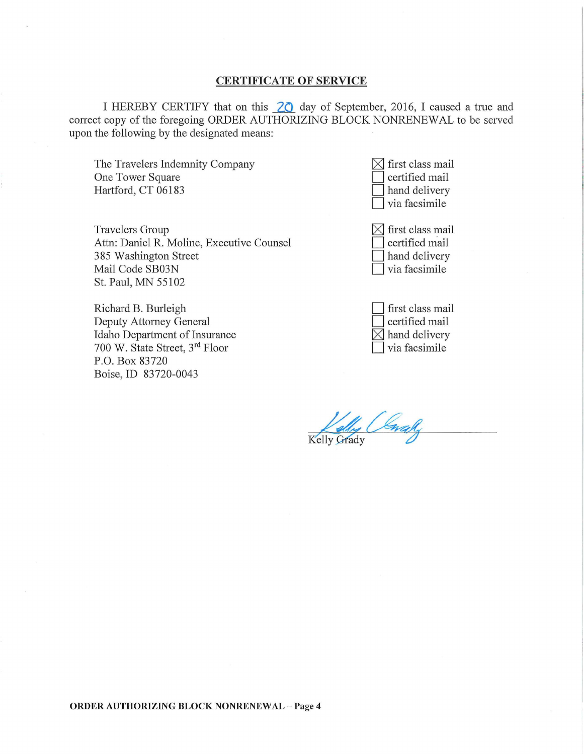## CERTIFICATE OF SERVICE

I HEREBY CERTIFY that on this 20 day of September, 2016, I caused a true and correct copy of the foregoing ORDER AUTHORIZING BLOCK NONRENEWAL to be served upon the following by the designated means:

The Travelers Indemnity Company
One Tower Square
Hartford, CT 06183

- [x] first class mail
- [ ] certified mail
- [ ] hand delivery
- [ ] via facsimile

Travelers Group
Attn: Daniel R. Moline, Executive Counsel
385 Washington Street
Mail Code SB03N
St. Paul, MN 55102

- [x] first class mail
- [ ] certified mail
- [ ] hand delivery
- [ ] via facsimile

Richard B. Burleigh
Deputy Attorney General
Idaho Department of Insurance
700 W. State Street, 3rd Floor
P.O. Box 83720
Boise, ID 83720-0043

- [ ] first class mail
- [ ] certified mail
- [x] hand delivery
- [ ] via facsimile

Kelly Grady